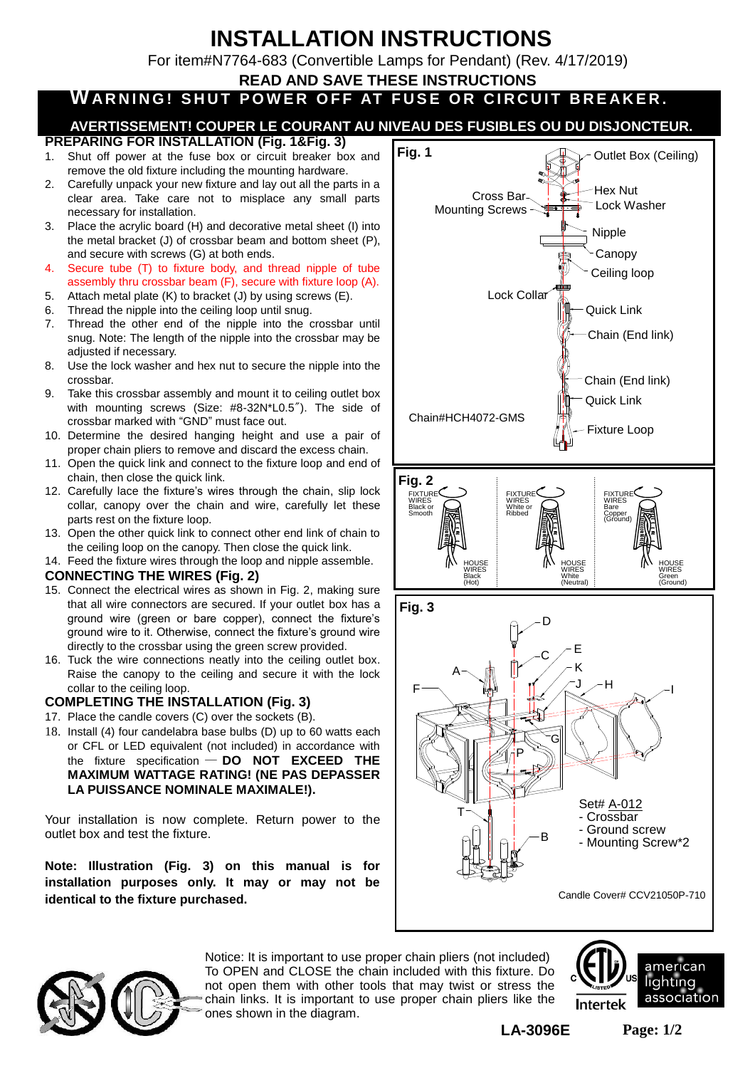# INSTALLATION INSTRUCTIONS

For item#N7764-683 (Convertible Lamps for Pendant) (Rev. 4/17/2019)

**READ AND SAVE THESE INSTRUCTIONS**

**WARNING! SHUT POWER OFF AT FUSE OR CIRCUIT BREAKER.**

**AVERTISSEMENT! COUPER LE COURANT AU NIVEAU DES FUSIBLES OU DU DISJONCTEUR.**

## PREPARING FOR INSTALLATION (Fig. 1&Fig. 3)

1. Shut off power at the fuse box or circuit breaker box and remove the old fixture including the mounting hardware.
2. Carefully unpack your new fixture and lay out all the parts in a clear area. Take care not to misplace any small parts necessary for installation.
3. Place the acrylic board (H) and decorative metal sheet (I) into the metal bracket (J) of crossbar beam and bottom sheet (P), and secure with screws (G) at both ends.
4. Secure tube (T) to fixture body, and thread nipple of tube assembly thru crossbar beam (F), secure with fixture loop (A).
5. Attach metal plate (K) to bracket (J) by using screws (E).
6. Thread the nipple into the ceiling loop until snug.
7. Thread the other end of the nipple into the crossbar until snug. Note: The length of the nipple into the crossbar may be adjusted if necessary.
8. Use the lock washer and hex nut to secure the nipple into the crossbar.
9. Take this crossbar assembly and mount it to ceiling outlet box with mounting screws (Size: #8-32N*L0.5″). The side of crossbar marked with "GND" must face out.
10. Determine the desired hanging height and use a pair of proper chain pliers to remove and discard the excess chain.
11. Open the quick link and connect to the fixture loop and end of chain, then close the quick link.
12. Carefully lace the fixture's wires through the chain, slip lock collar, canopy over the chain and wire, carefully let these parts rest on the fixture loop.
13. Open the other quick link to connect other end link of chain to the ceiling loop on the canopy. Then close the quick link.
14. Feed the fixture wires through the loop and nipple assemble.

## CONNECTING THE WIRES (Fig. 2)

15. Connect the electrical wires as shown in Fig. 2, making sure that all wire connectors are secured. If your outlet box has a ground wire (green or bare copper), connect the fixture's ground wire to it. Otherwise, connect the fixture's ground wire directly to the crossbar using the green screw provided.
16. Tuck the wire connections neatly into the ceiling outlet box. Raise the canopy to the ceiling and secure it with the lock collar to the ceiling loop.

## COMPLETING THE INSTALLATION (Fig. 3)

17. Place the candle covers (C) over the sockets (B).
18. Install (4) four candelabra base bulbs (D) up to 60 watts each or CFL or LED equivalent (not included) in accordance with the fixture specification — **DO NOT EXCEED THE MAXIMUM WATTAGE RATING! (NE PAS DEPASSER LA PUISSANCE NOMINALE MAXIMALE!).**

Your installation is now complete. Return power to the outlet box and test the fixture.

**Note: Illustration (Fig. 3) on this manual is for installation purposes only. It may or may not be identical to the fixture purchased.**

**Fig. 1**

Outlet Box (Ceiling), Cross Bar, Mounting Screws, Hex Nut, Lock Washer, Nipple, Canopy, Ceiling loop, Lock Collar, Quick Link, Chain (End link), Chain (End link), Quick Link, Fixture Loop

Chain#HCH4072-GMS

**Fig. 2**

| FIXTURE WIRES | HOUSE WIRES |
|---|---|
| Black or Smooth | Black (Hot) |
| White or Ribbed | White (Neutral) |
| Bare Copper (Ground) | Green (Ground) |

**Fig. 3**

Set# A-012
- Crossbar
- Ground screw
- Mounting Screw*2

Candle Cover# CCV21050P-710

Notice: It is important to use proper chain pliers (not included) To OPEN and CLOSE the chain included with this fixture. Do not open them with other tools that may twist or stress the chain links. It is important to use proper chain pliers like the ones shown in the diagram.

Intertek | american lighting association

**LA-3096E**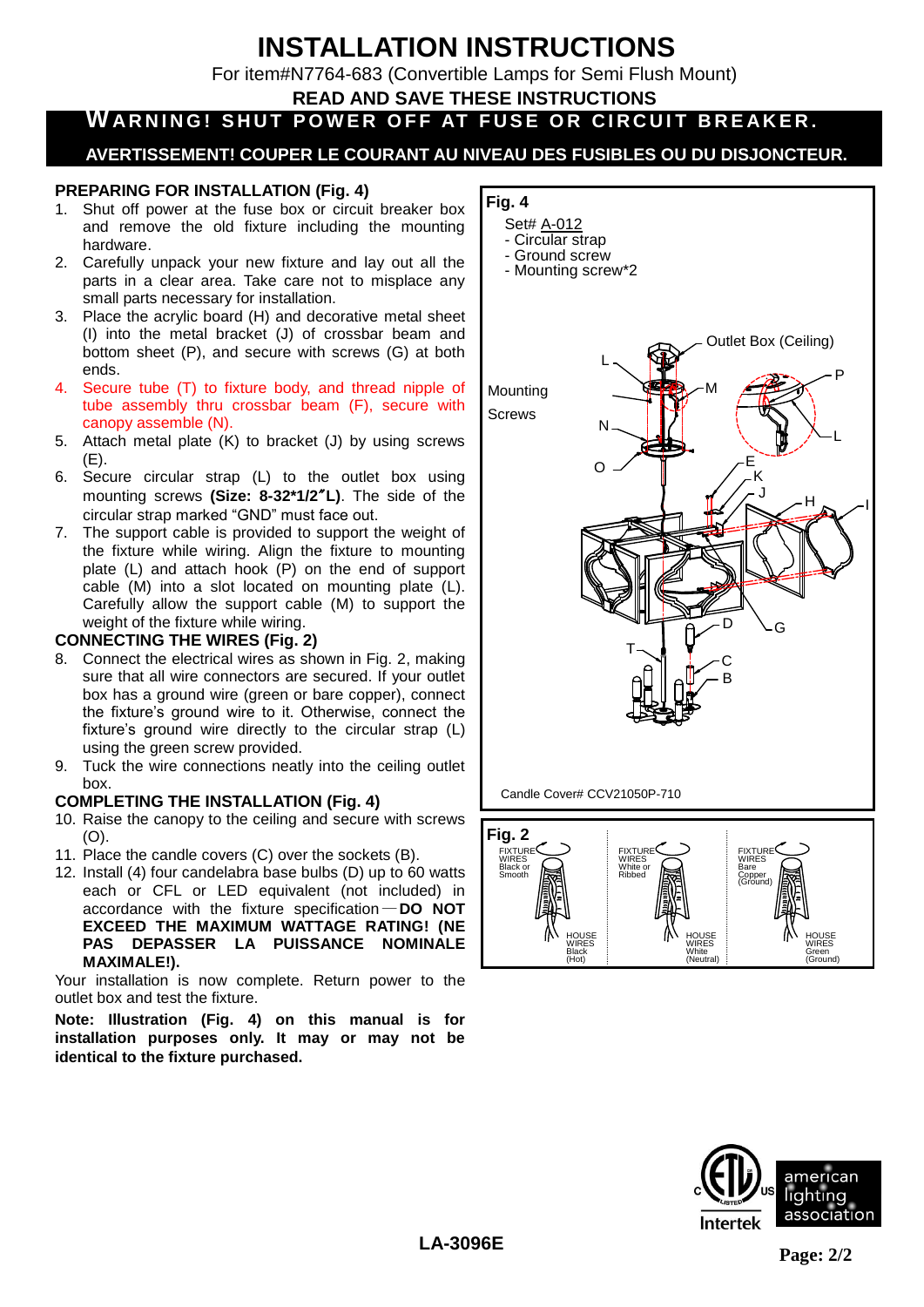# INSTALLATION INSTRUCTIONS

For item#N7764-683 (Convertible Lamps for Semi Flush Mount)

**READ AND SAVE THESE INSTRUCTIONS**

**WARNING! SHUT POWER OFF AT FUSE OR CIRCUIT BREAKER.**

**AVERTISSEMENT! COUPER LE COURANT AU NIVEAU DES FUSIBLES OU DU DISJONCTEUR.**

### PREPARING FOR INSTALLATION (Fig. 4)

1. Shut off power at the fuse box or circuit breaker box and remove the old fixture including the mounting hardware.
2. Carefully unpack your new fixture and lay out all the parts in a clear area. Take care not to misplace any small parts necessary for installation.
3. Place the acrylic board (H) and decorative metal sheet (I) into the metal bracket (J) of crossbar beam and bottom sheet (P), and secure with screws (G) at both ends.
4. Secure tube (T) to fixture body, and thread nipple of tube assembly thru crossbar beam (F), secure with canopy assemble (N).
5. Attach metal plate (K) to bracket (J) by using screws (E).
6. Secure circular strap (L) to the outlet box using mounting screws **(Size: 8-32*1/2″L)**. The side of the circular strap marked "GND" must face out.
7. The support cable is provided to support the weight of the fixture while wiring. Align the fixture to mounting plate (L) and attach hook (P) on the end of support cable (M) into a slot located on mounting plate (L). Carefully allow the support cable (M) to support the weight of the fixture while wiring.

### CONNECTING THE WIRES (Fig. 2)

8. Connect the electrical wires as shown in Fig. 2, making sure that all wire connectors are secured. If your outlet box has a ground wire (green or bare copper), connect the fixture's ground wire to it. Otherwise, connect the fixture's ground wire directly to the circular strap (L) using the green screw provided.
9. Tuck the wire connections neatly into the ceiling outlet box.

### COMPLETING THE INSTALLATION (Fig. 4)

10. Raise the canopy to the ceiling and secure with screws (O).
11. Place the candle covers (C) over the sockets (B).
12. Install (4) four candelabra base bulbs (D) up to 60 watts each or CFL or LED equivalent (not included) in accordance with the fixture specification—**DO NOT EXCEED THE MAXIMUM WATTAGE RATING! (NE PAS DEPASSER LA PUISSANCE NOMINALE MAXIMALE!).**

Your installation is now complete. Return power to the outlet box and test the fixture.

**Note: Illustration (Fig. 4) on this manual is for installation purposes only. It may or may not be identical to the fixture purchased.**

**Fig. 4**

Set# A-012
- Circular strap
- Ground screw
- Mounting screw*2

Outlet Box (Ceiling)

Mounting Screws

L, M, N, O, P, E, K, J, H, I, D, G, T, C, B

Candle Cover# CCV21050P-710

**Fig. 2**

FIXTURE WIRES Black or Smooth — HOUSE WIRES Black (Hot)

FIXTURE WIRES White or Ribbed — HOUSE WIRES White (Neutral)

FIXTURE WIRES Bare Copper (Ground) — HOUSE WIRES Green (Ground)

**LA-3096E**